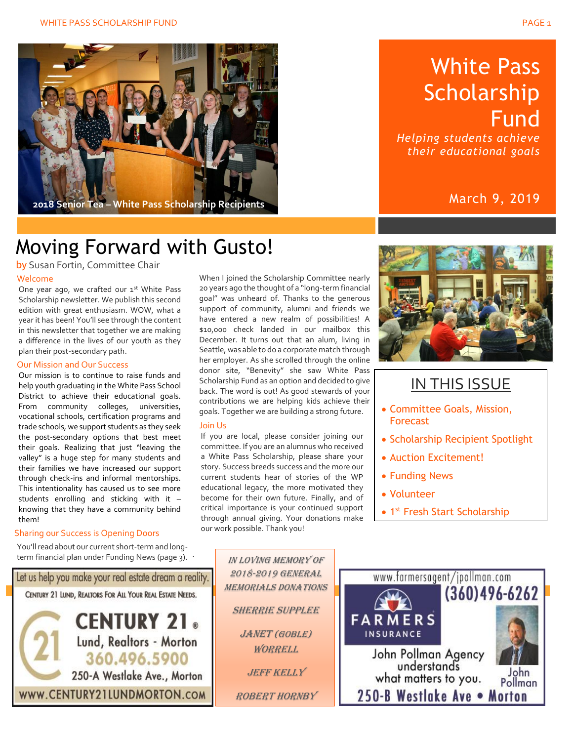2018 Senior Tea – White Pass Scholarship Recipients

# White Pass Scholarship Fund

*Helping students achieve their educational goals*

March 9, 2019

# Moving Forward with Gusto!

by Susan Fortin, Committee Chair

### Welcome

One year ago, we crafted our 1st White Pass Scholarship newsletter. We publish this second edition with great enthusiasm. WOW, what a year it has been! You'll see through the content in this newsletter that together we are making a difference in the lives of our youth as they plan their post-secondary path.

### Our Mission and Our Success

Our mission is to continue to raise funds and help youth graduating in the White Pass School District to achieve their educational goals. From community colleges, universities, vocational schools, certification programs and trade schools, we support students as they seek the post-secondary options that best meet their goals. Realizing that just "leaving the valley" is a huge step for many students and their families we have increased our support through check-ins and informal mentorships. This intentionality has caused us to see more students enrolling and sticking with it – knowing that they have a community behind them!

### Sharing our Success is Opening Doors

You'll read about our current short-term and long-term financial plan under Funding News (page 3).

When I joined the Scholarship Committee nearly 20 years ago the thought of a "long-term financial goal" was unheard of. Thanks to the generous support of community, alumni and friends we have entered a new realm of possibilities! A $10,000 check landed in our mailbox this December. It turns out that an alum, living in Seattle, was able to do a corporate match through her employer. As she scrolled through the online donor site, "Benevity" she saw White Pass Scholarship Fund as an option and decided to give back. The word is out! As good stewards of your contributions we are helping kids achieve their goals. Together we are building a strong future.

### Join Us

If you are local, please consider joining our committee. If you are an alumnus who received a White Pass Scholarship, please share your story. Success breeds success and the more our current students hear of stories of the WP educational legacy, the more motivated they become for their own future. Finally, and of critical importance is your continued support through annual giving. Your donations make our work possible. Thank you!

## IN THIS ISSUE

- Committee Goals, Mission, Forecast
- Scholarship Recipient Spotlight
- Auction Excitement!
- Funding News
- Volunteer
- 1st Fresh Start Scholarship

*IN LOVING MEMORY OF 2018-2019 GENERAL MEMORIALS DONATIONS*

*SHERRIE SUPPLEE*

*JANET (GOBLE) WORRELL*

*JEFF KELLY*

*ROBERT HORNBY*

Let us help you make your real estate dream a reality.
CENTURY 21 LUND, REALTORS FOR ALL YOUR REAL ESTATE NEEDS.
CENTURY 21® Lund, Realtors - Morton
360.496.5900
250-A Westlake Ave., Morton
WWW.CENTURY21LUNDMORTON.COM

www.farmersagent/jpollman.com
(360)496-6262
FARMERS INSURANCE
John Pollman Agency understands what matters to you.
John Pollman
250-B Westlake Ave • Morton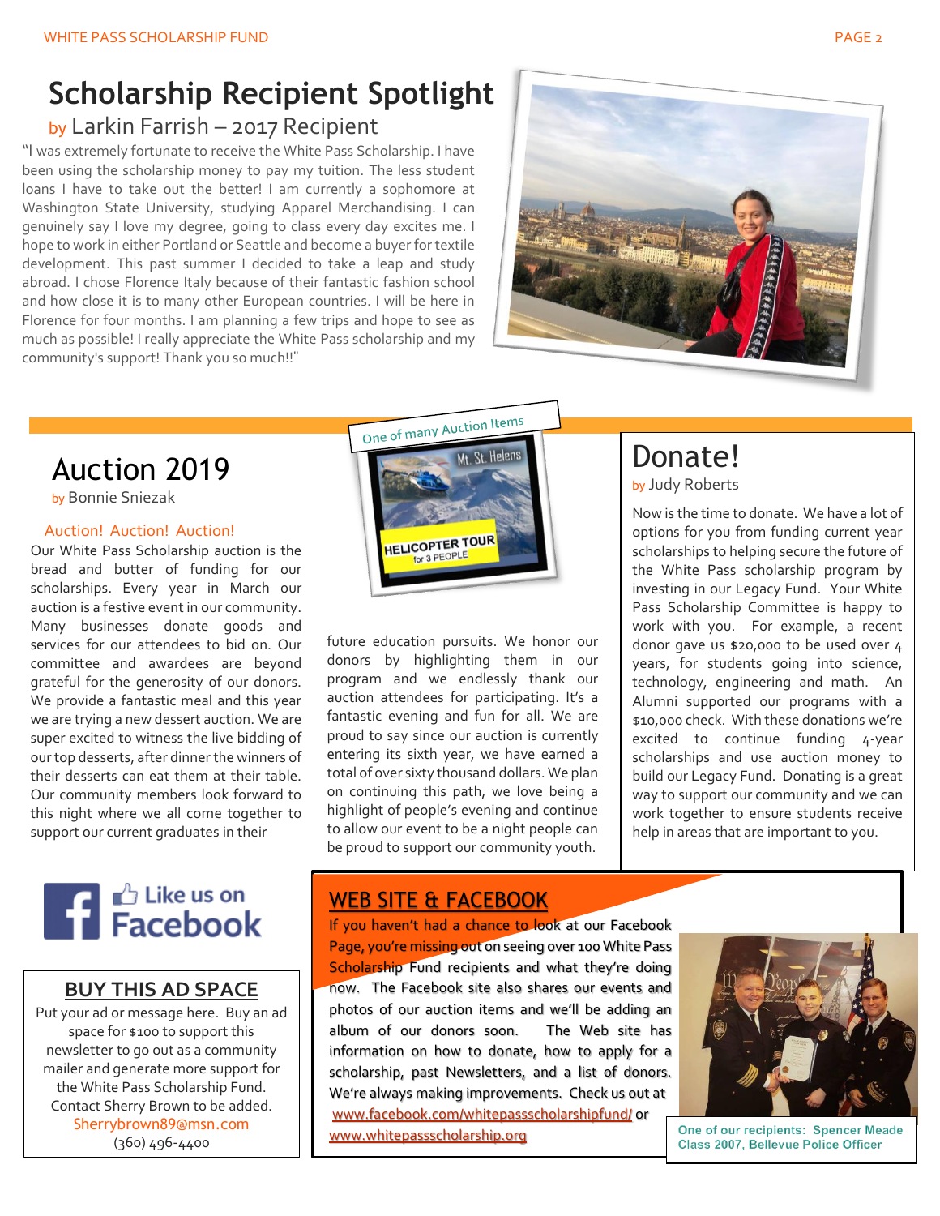# Scholarship Recipient Spotlight

by Larkin Farrish – 2017 Recipient

"I was extremely fortunate to receive the White Pass Scholarship. I have been using the scholarship money to pay my tuition. The less student loans I have to take out the better! I am currently a sophomore at Washington State University, studying Apparel Merchandising. I can genuinely say I love my degree, going to class every day excites me. I hope to work in either Portland or Seattle and become a buyer for textile development. This past summer I decided to take a leap and study abroad. I chose Florence Italy because of their fantastic fashion school and how close it is to many other European countries. I will be here in Florence for four months. I am planning a few trips and hope to see as much as possible! I really appreciate the White Pass scholarship and my community's support! Thank you so much!!"

## Auction 2019

by Bonnie Sniezak

### Auction! Auction! Auction!

Our White Pass Scholarship auction is the bread and butter of funding for our scholarships. Every year in March our auction is a festive event in our community. Many businesses donate goods and services for our attendees to bid on. Our committee and awardees are beyond grateful for the generosity of our donors. We provide a fantastic meal and this year we are trying a new dessert auction. We are super excited to witness the live bidding of our top desserts, after dinner the winners of their desserts can eat them at their table. Our community members look forward to this night where we all come together to support our current graduates in their future education pursuits. We honor our donors by highlighting them in our program and we endlessly thank our auction attendees for participating. It's a fantastic evening and fun for all. We are proud to say since our auction is currently entering its sixth year, we have earned a total of over sixty thousand dollars. We plan on continuing this path, we love being a highlight of people's evening and continue to allow our event to be a night people can be proud to support our community youth.

One of many Auction Items

Mt. St. Helens HELICOPTER TOUR for 3 PEOPLE

## Donate!

by Judy Roberts

Now is the time to donate. We have a lot of options for you from funding current year scholarships to helping secure the future of the White Pass scholarship program by investing in our Legacy Fund. Your White Pass Scholarship Committee is happy to work with you. For example, a recent donor gave us $20,000 to be used over 4 years, for students going into science, technology, engineering and math. An Alumni supported our programs with a $10,000 check. With these donations we're excited to continue funding 4-year scholarships and use auction money to build our Legacy Fund. Donating is a great way to support our community and we can work together to ensure students receive help in areas that are important to you.

Like us on Facebook

## BUY THIS AD SPACE

Put your ad or message here. Buy an ad space for $100 to support this newsletter to go out as a community mailer and generate more support for the White Pass Scholarship Fund. Contact Sherry Brown to be added.
Sherrybrown89@msn.com
(360) 496-4400

## WEB SITE & FACEBOOK

If you haven't had a chance to look at our Facebook Page, you're missing out on seeing over 100 White Pass Scholarship Fund recipients and what they're doing now. The Facebook site also shares our events and photos of our auction items and we'll be adding an album of our donors soon. The Web site has information on how to donate, how to apply for a scholarship, past Newsletters, and a list of donors. We're always making improvements. Check us out at www.facebook.com/whitepassscholarshipfund/ or www.whitepassscholarship.org

One of our recipients: Spencer Meade Class 2007, Bellevue Police Officer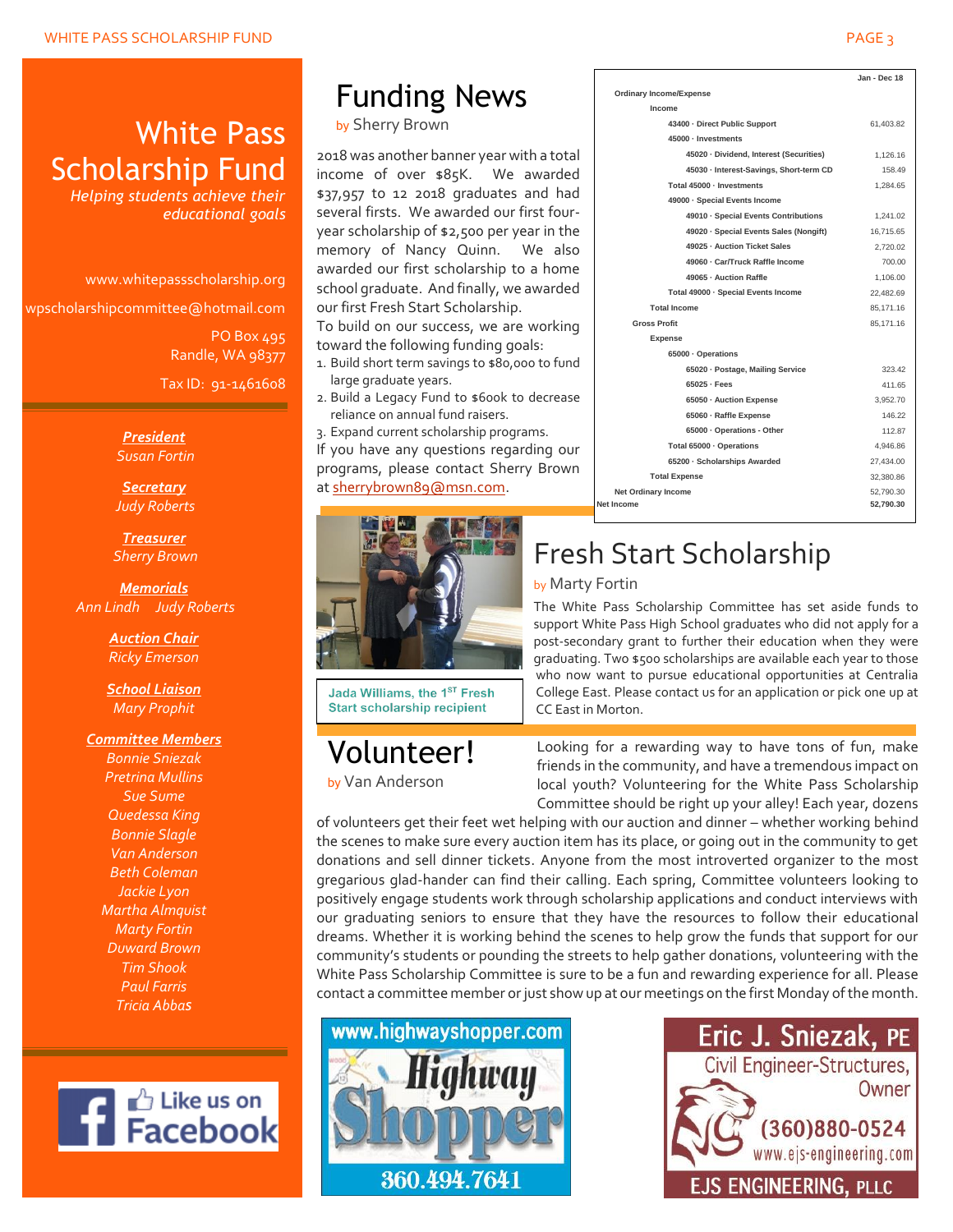# White Pass Scholarship Fund

*Helping students achieve their educational goals*

www.whitepassscholarship.org

wpscholarshipcommittee@hotmail.com

PO Box 495
Randle, WA 98377

Tax ID: 91-1461608

***President***
*Susan Fortin*

***Secretary***
*Judy Roberts*

***Treasurer***
*Sherry Brown*

***Memorials***
*Ann Lindh Judy Roberts*

***Auction Chair***
*Ricky Emerson*

***School Liaison***
*Mary Prophit*

***Committee Members***
*Bonnie Sniezak*
*Pretrina Mullins*
*Sue Sume*
*Quedessa King*
*Bonnie Slagle*
*Van Anderson*
*Beth Coleman*
*Jackie Lyon*
*Martha Almquist*
*Marty Fortin*
*Duward Brown*
*Tim Shook*
*Paul Farris*
*Tricia Abbas*

Like us on Facebook

# Funding News

by Sherry Brown

2018 was another banner year with a total income of over $85K. We awarded $37,957 to 12 2018 graduates and had several firsts. We awarded our first four-year scholarship of $2,500 per year in the memory of Nancy Quinn. We also awarded our first scholarship to a home school graduate. And finally, we awarded our first Fresh Start Scholarship.

To build on our success, we are working toward the following funding goals:

1. Build short term savings to $80,000 to fund large graduate years.
2. Build a Legacy Fund to $600k to decrease reliance on annual fund raisers.
3. Expand current scholarship programs.

If you have any questions regarding our programs, please contact Sherry Brown at sherrybrown89@msn.com.

| | Jan - Dec 18 |
|---|---|
| Ordinary Income/Expense | |
| Income | |
| 43400 · Direct Public Support | 61,403.82 |
| 45000 · Investments | |
| 45020 · Dividend, Interest (Securities) | 1,126.16 |
| 45030 · Interest-Savings, Short-term CD | 158.49 |
| Total 45000 · Investments | 1,284.65 |
| 49000 · Special Events Income | |
| 49010 · Special Events Contributions | 1,241.02 |
| 49020 · Special Events Sales (Nongift) | 16,715.65 |
| 49025 · Auction Ticket Sales | 2,720.02 |
| 49060 · Car/Truck Raffle Income | 700.00 |
| 49065 · Auction Raffle | 1,106.00 |
| Total 49000 · Special Events Income | 22,482.69 |
| Total Income | 85,171.16 |
| Gross Profit | 85,171.16 |
| Expense | |
| 65000 · Operations | |
| 65020 · Postage, Mailing Service | 323.42 |
| 65025 · Fees | 411.65 |
| 65050 · Auction Expense | 3,952.70 |
| 65060 · Raffle Expense | 146.22 |
| 65000 · Operations - Other | 112.87 |
| Total 65000 · Operations | 4,946.86 |
| 65200 · Scholarships Awarded | 27,434.00 |
| Total Expense | 32,380.86 |
| Net Ordinary Income | 52,790.30 |
| Net Income | 52,790.30 |

Jada Williams, the 1st Fresh Start scholarship recipient

# Fresh Start Scholarship

by Marty Fortin

The White Pass Scholarship Committee has set aside funds to support White Pass High School graduates who did not apply for a post-secondary grant to further their education when they were graduating. Two $500 scholarships are available each year to those who now want to pursue educational opportunities at Centralia College East. Please contact us for an application or pick one up at CC East in Morton.

# Volunteer!

by Van Anderson

Looking for a rewarding way to have tons of fun, make friends in the community, and have a tremendous impact on local youth? Volunteering for the White Pass Scholarship Committee should be right up your alley! Each year, dozens of volunteers get their feet wet helping with our auction and dinner – whether working behind the scenes to make sure every auction item has its place, or going out in the community to get donations and sell dinner tickets. Anyone from the most introverted organizer to the most gregarious glad-hander can find their calling. Each spring, Committee volunteers looking to positively engage students work through scholarship applications and conduct interviews with our graduating seniors to ensure that they have the resources to follow their educational dreams. Whether it is working behind the scenes to help grow the funds that support for our community's students or pounding the streets to help gather donations, volunteering with the White Pass Scholarship Committee is sure to be a fun and rewarding experience for all. Please contact a committee member or just show up at our meetings on the first Monday of the month.

www.highwayshopper.com
Highway Shopper
360.494.7641

Eric J. Sniezak, PE
Civil Engineer-Structures, Owner
(360)880-0524
www.ejs-engineering.com
EJS ENGINEERING, PLLC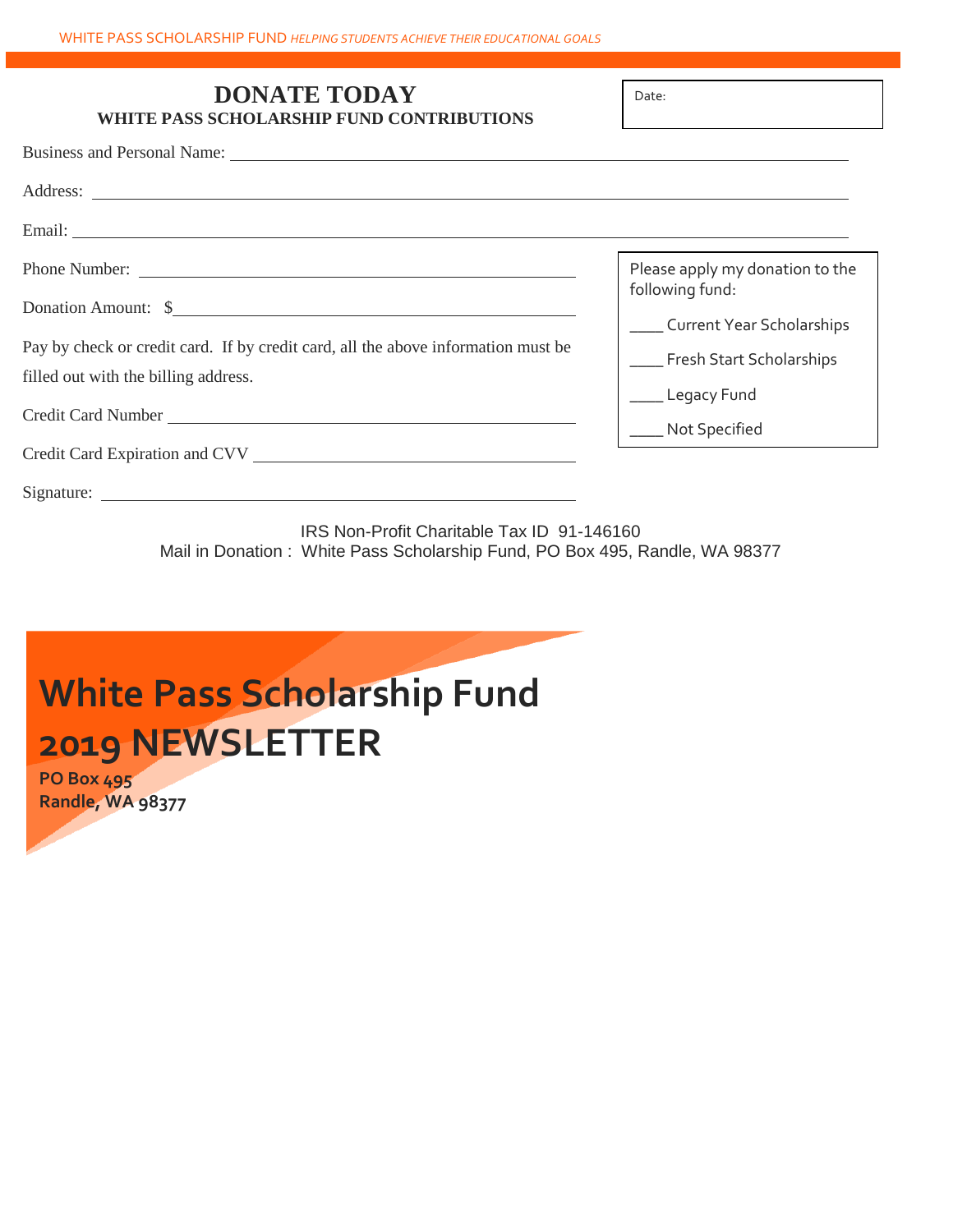WHITE PASS SCHOLARSHIP FUND *HELPING STUDENTS ACHIEVE THEIR EDUCATIONAL GOALS*

# DONATE TODAY

**WHITE PASS SCHOLARSHIP FUND CONTRIBUTIONS**

Date:

Business and Personal Name: ______________________________

Address: ______________________________

Email: ______________________________

Phone Number: ______________________________

Donation Amount: $______________________________

Pay by check or credit card. If by credit card, all the above information must be filled out with the billing address.

Credit Card Number ______________________________

Credit Card Expiration and CVV ______________________________

Signature: ______________________________

Please apply my donation to the following fund:

____ Current Year Scholarships

____ Fresh Start Scholarships

____ Legacy Fund

____ Not Specified

IRS Non-Profit Charitable Tax ID 91-146160

Mail in Donation : White Pass Scholarship Fund, PO Box 495, Randle, WA 98377

# White Pass Scholarship Fund 2019 NEWSLETTER

**PO Box 495**
**Randle, WA 98377**